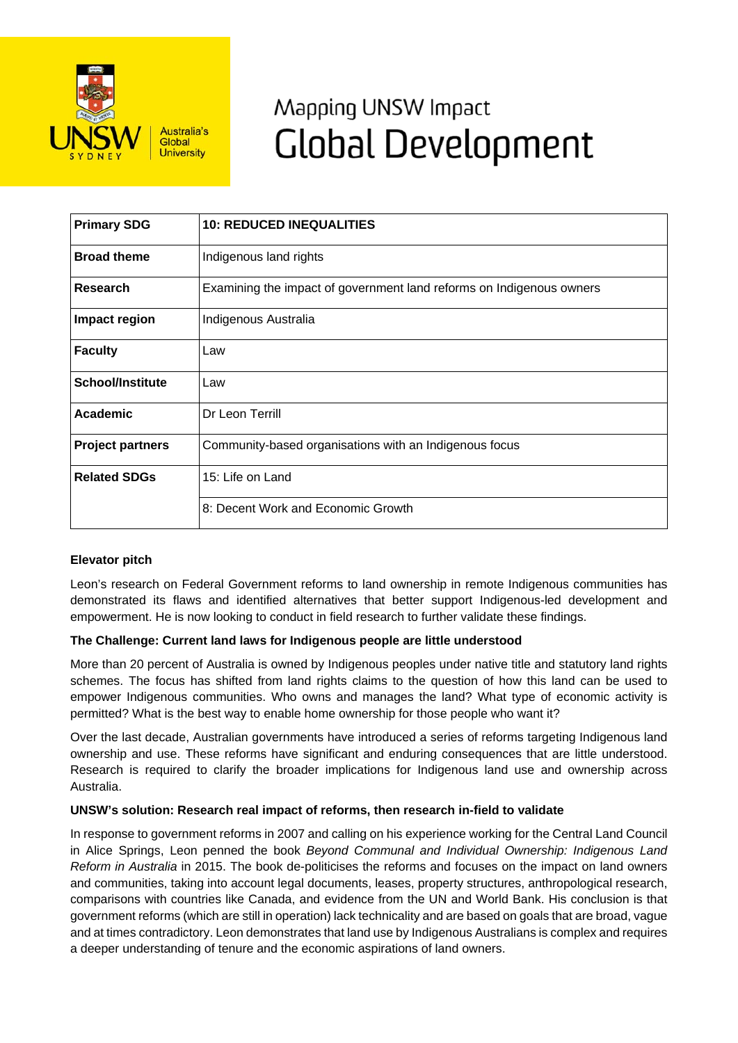# Mapping UNSW Impact
# Global Development

| Primary SDG | 10: REDUCED INEQUALITIES |
|---|---|
| Broad theme | Indigenous land rights |
| Research | Examining the impact of government land reforms on Indigenous owners |
| Impact region | Indigenous Australia |
| Faculty | Law |
| School/Institute | Law |
| Academic | Dr Leon Terrill |
| Project partners | Community-based organisations with an Indigenous focus |
| Related SDGs | 15: Life on Land |
| | 8: Decent Work and Economic Growth |

**Elevator pitch**

Leon's research on Federal Government reforms to land ownership in remote Indigenous communities has demonstrated its flaws and identified alternatives that better support Indigenous-led development and empowerment. He is now looking to conduct in field research to further validate these findings.

**The Challenge: Current land laws for Indigenous people are little understood**

More than 20 percent of Australia is owned by Indigenous peoples under native title and statutory land rights schemes. The focus has shifted from land rights claims to the question of how this land can be used to empower Indigenous communities. Who owns and manages the land? What type of economic activity is permitted? What is the best way to enable home ownership for those people who want it?

Over the last decade, Australian governments have introduced a series of reforms targeting Indigenous land ownership and use. These reforms have significant and enduring consequences that are little understood. Research is required to clarify the broader implications for Indigenous land use and ownership across Australia.

**UNSW's solution: Research real impact of reforms, then research in-field to validate**

In response to government reforms in 2007 and calling on his experience working for the Central Land Council in Alice Springs, Leon penned the book *Beyond Communal and Individual Ownership: Indigenous Land Reform in Australia* in 2015. The book de-politicises the reforms and focuses on the impact on land owners and communities, taking into account legal documents, leases, property structures, anthropological research, comparisons with countries like Canada, and evidence from the UN and World Bank. His conclusion is that government reforms (which are still in operation) lack technicality and are based on goals that are broad, vague and at times contradictory. Leon demonstrates that land use by Indigenous Australians is complex and requires a deeper understanding of tenure and the economic aspirations of land owners.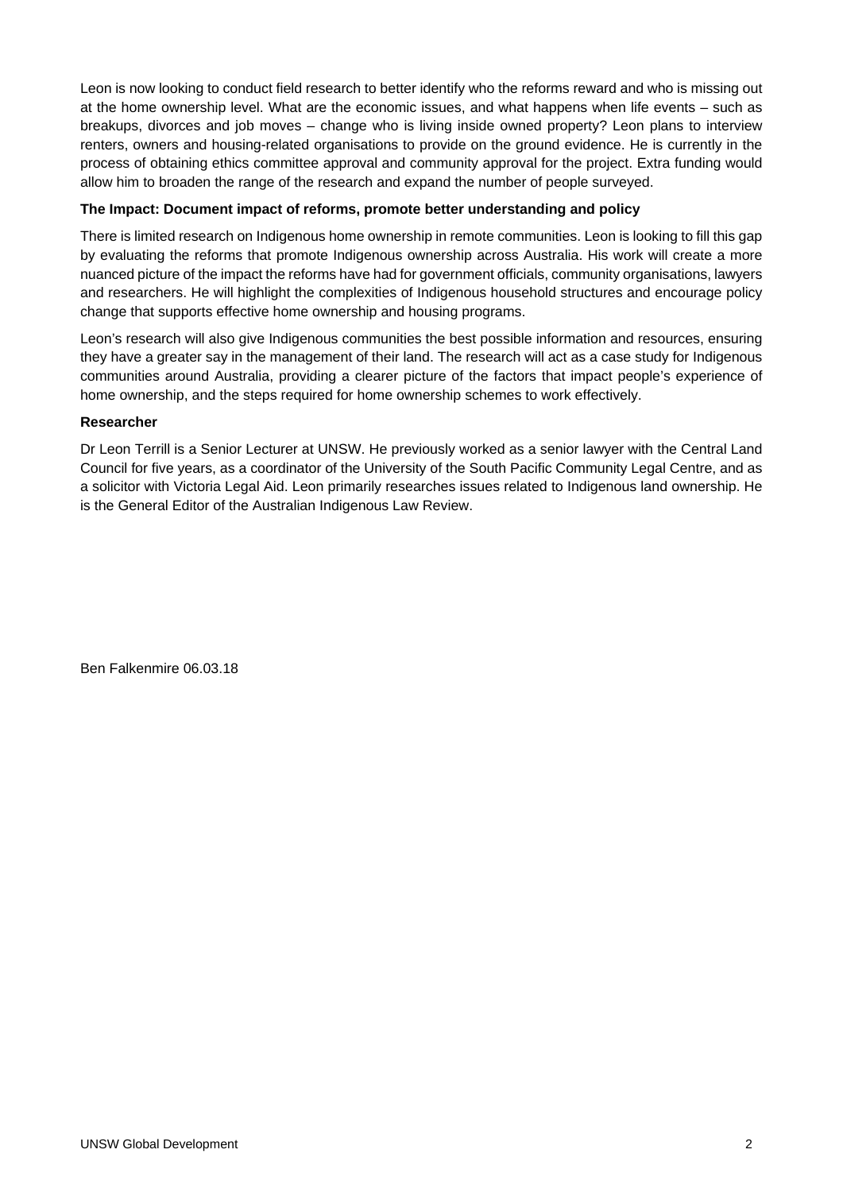Leon is now looking to conduct field research to better identify who the reforms reward and who is missing out at the home ownership level. What are the economic issues, and what happens when life events – such as breakups, divorces and job moves – change who is living inside owned property? Leon plans to interview renters, owners and housing-related organisations to provide on the ground evidence. He is currently in the process of obtaining ethics committee approval and community approval for the project. Extra funding would allow him to broaden the range of the research and expand the number of people surveyed.

**The Impact: Document impact of reforms, promote better understanding and policy**

There is limited research on Indigenous home ownership in remote communities. Leon is looking to fill this gap by evaluating the reforms that promote Indigenous ownership across Australia. His work will create a more nuanced picture of the impact the reforms have had for government officials, community organisations, lawyers and researchers. He will highlight the complexities of Indigenous household structures and encourage policy change that supports effective home ownership and housing programs.

Leon's research will also give Indigenous communities the best possible information and resources, ensuring they have a greater say in the management of their land. The research will act as a case study for Indigenous communities around Australia, providing a clearer picture of the factors that impact people's experience of home ownership, and the steps required for home ownership schemes to work effectively.

**Researcher**

Dr Leon Terrill is a Senior Lecturer at UNSW. He previously worked as a senior lawyer with the Central Land Council for five years, as a coordinator of the University of the South Pacific Community Legal Centre, and as a solicitor with Victoria Legal Aid. Leon primarily researches issues related to Indigenous land ownership. He is the General Editor of the Australian Indigenous Law Review.

Ben Falkenmire 06.03.18